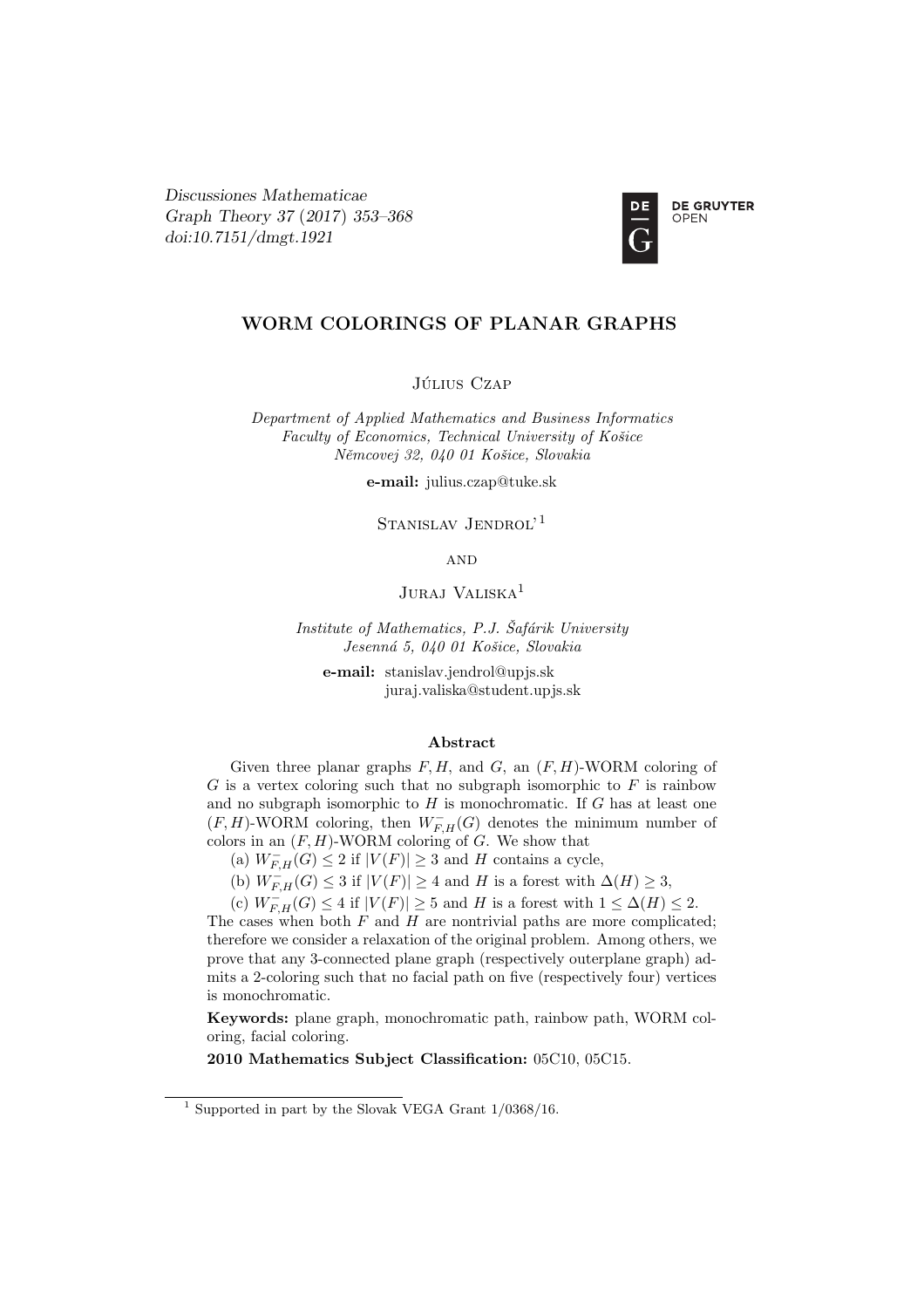Discussiones Mathematicae
Graph Theory 37 (2017) 353–368
doi:10.7151/dmgt.1921

# WORM COLORINGS OF PLANAR GRAPHS

Július Czap

*Department of Applied Mathematics and Business Informatics*
*Faculty of Economics, Technical University of Košice*
*Němcovej 32, 040 01 Košice, Slovakia*

**e-mail:** julius.czap@tuke.sk

Stanislav Jendrol'[1]

and

Juraj Valiska[1]

*Institute of Mathematics, P.J. Šafárik University*
*Jesenná 5, 040 01 Košice, Slovakia*

**e-mail:** stanislav.jendrol@upjs.sk
juraj.valiska@student.upjs.sk

## Abstract

Given three planar graphs $F, H$, and $G$, an $(F, H)$-WORM coloring of $G$ is a vertex coloring such that no subgraph isomorphic to $F$ is rainbow and no subgraph isomorphic to $H$ is monochromatic. If $G$ has at least one $(F, H)$-WORM coloring, then $W^{-}_{F,H}(G)$ denotes the minimum number of colors in an $(F, H)$-WORM coloring of $G$. We show that

(a) $W^{-}_{F,H}(G) \leq 2$ if $|V(F)| \geq 3$ and $H$ contains a cycle,

(b) $W^{-}_{F,H}(G) \leq 3$ if $|V(F)| \geq 4$ and $H$ is a forest with $\Delta(H) \geq 3$,

(c) $W^{-}_{F,H}(G) \leq 4$ if $|V(F)| \geq 5$ and $H$ is a forest with $1 \leq \Delta(H) \leq 2$.

The cases when both $F$ and $H$ are nontrivial paths are more complicated; therefore we consider a relaxation of the original problem. Among others, we prove that any 3-connected plane graph (respectively outerplane graph) admits a 2-coloring such that no facial path on five (respectively four) vertices is monochromatic.

**Keywords:** plane graph, monochromatic path, rainbow path, WORM coloring, facial coloring.

**2010 Mathematics Subject Classification:** 05C10, 05C15.

[1] Supported in part by the Slovak VEGA Grant 1/0368/16.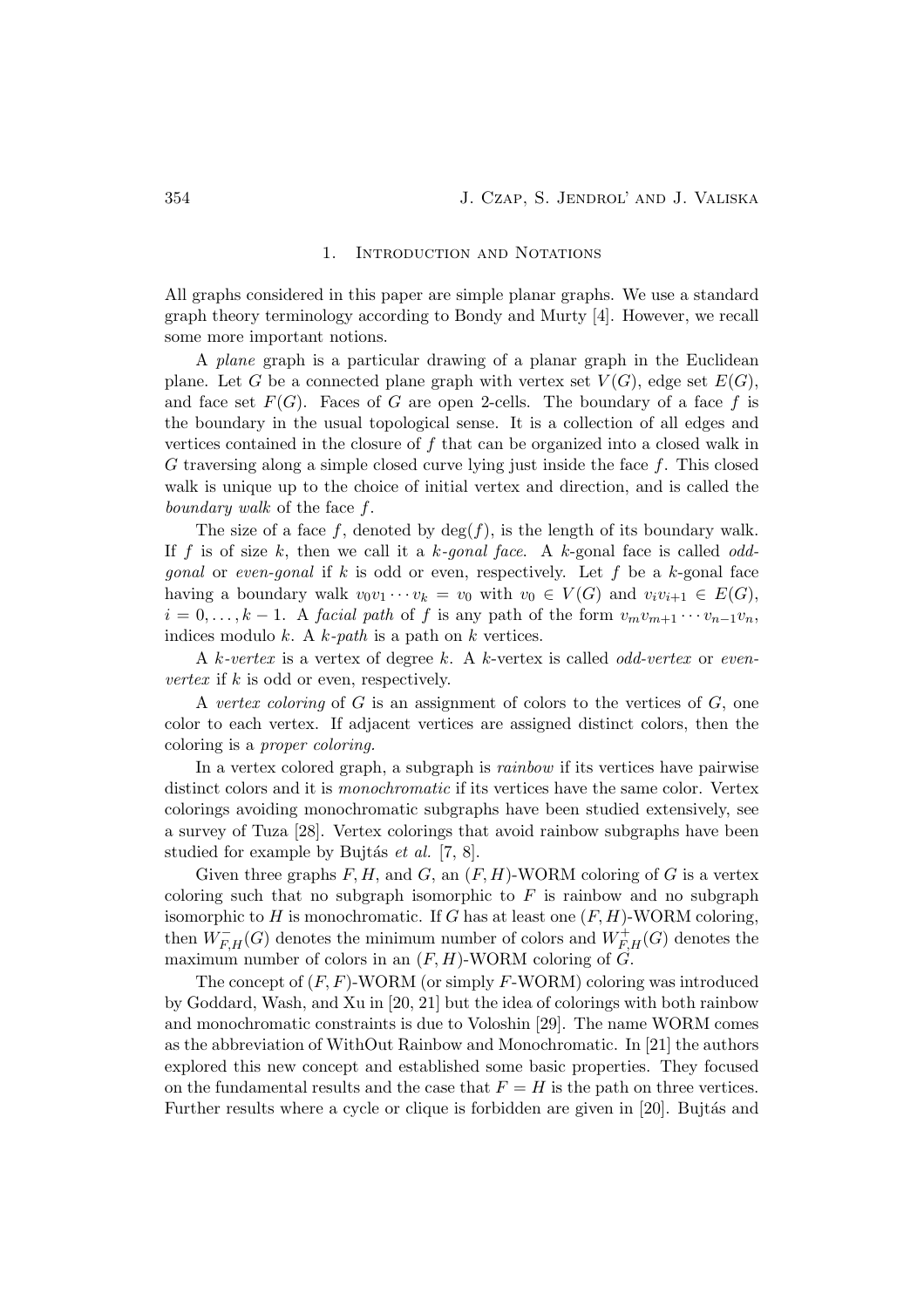## 1. Introduction and Notations

All graphs considered in this paper are simple planar graphs. We use a standard graph theory terminology according to Bondy and Murty [4]. However, we recall some more important notions.

A *plane* graph is a particular drawing of a planar graph in the Euclidean plane. Let $G$ be a connected plane graph with vertex set $V(G)$, edge set $E(G)$, and face set $F(G)$. Faces of $G$ are open 2-cells. The boundary of a face $f$ is the boundary in the usual topological sense. It is a collection of all edges and vertices contained in the closure of $f$ that can be organized into a closed walk in $G$ traversing along a simple closed curve lying just inside the face $f$. This closed walk is unique up to the choice of initial vertex and direction, and is called the *boundary walk* of the face $f$.

The size of a face $f$, denoted by $\deg(f)$, is the length of its boundary walk. If $f$ is of size $k$, then we call it a *$k$-gonal face*. A $k$-gonal face is called *odd-gonal* or *even-gonal* if $k$ is odd or even, respectively. Let $f$ be a $k$-gonal face having a boundary walk $v_0v_1 \cdots v_k = v_0$ with $v_0 \in V(G)$ and $v_iv_{i+1} \in E(G)$, $i = 0, \ldots, k-1$. A *facial path* of $f$ is any path of the form $v_mv_{m+1} \cdots v_{n-1}v_n$, indices modulo $k$. A *$k$-path* is a path on $k$ vertices.

A *$k$-vertex* is a vertex of degree $k$. A $k$-vertex is called *odd-vertex* or *even-vertex* if $k$ is odd or even, respectively.

A *vertex coloring* of $G$ is an assignment of colors to the vertices of $G$, one color to each vertex. If adjacent vertices are assigned distinct colors, then the coloring is a *proper coloring.*

In a vertex colored graph, a subgraph is *rainbow* if its vertices have pairwise distinct colors and it is *monochromatic* if its vertices have the same color. Vertex colorings avoiding monochromatic subgraphs have been studied extensively, see a survey of Tuza [28]. Vertex colorings that avoid rainbow subgraphs have been studied for example by Bujtás *et al.* [7, 8].

Given three graphs $F, H$, and $G$, an $(F, H)$-WORM coloring of $G$ is a vertex coloring such that no subgraph isomorphic to $F$ is rainbow and no subgraph isomorphic to $H$ is monochromatic. If $G$ has at least one $(F, H)$-WORM coloring, then $W^-_{F,H}(G)$ denotes the minimum number of colors and $W^+_{F,H}(G)$ denotes the maximum number of colors in an $(F, H)$-WORM coloring of $G$.

The concept of $(F, F)$-WORM (or simply $F$-WORM) coloring was introduced by Goddard, Wash, and Xu in [20, 21] but the idea of colorings with both rainbow and monochromatic constraints is due to Voloshin [29]. The name WORM comes as the abbreviation of WithOut Rainbow and Monochromatic. In [21] the authors explored this new concept and established some basic properties. They focused on the fundamental results and the case that $F = H$ is the path on three vertices. Further results where a cycle or clique is forbidden are given in [20]. Bujtás and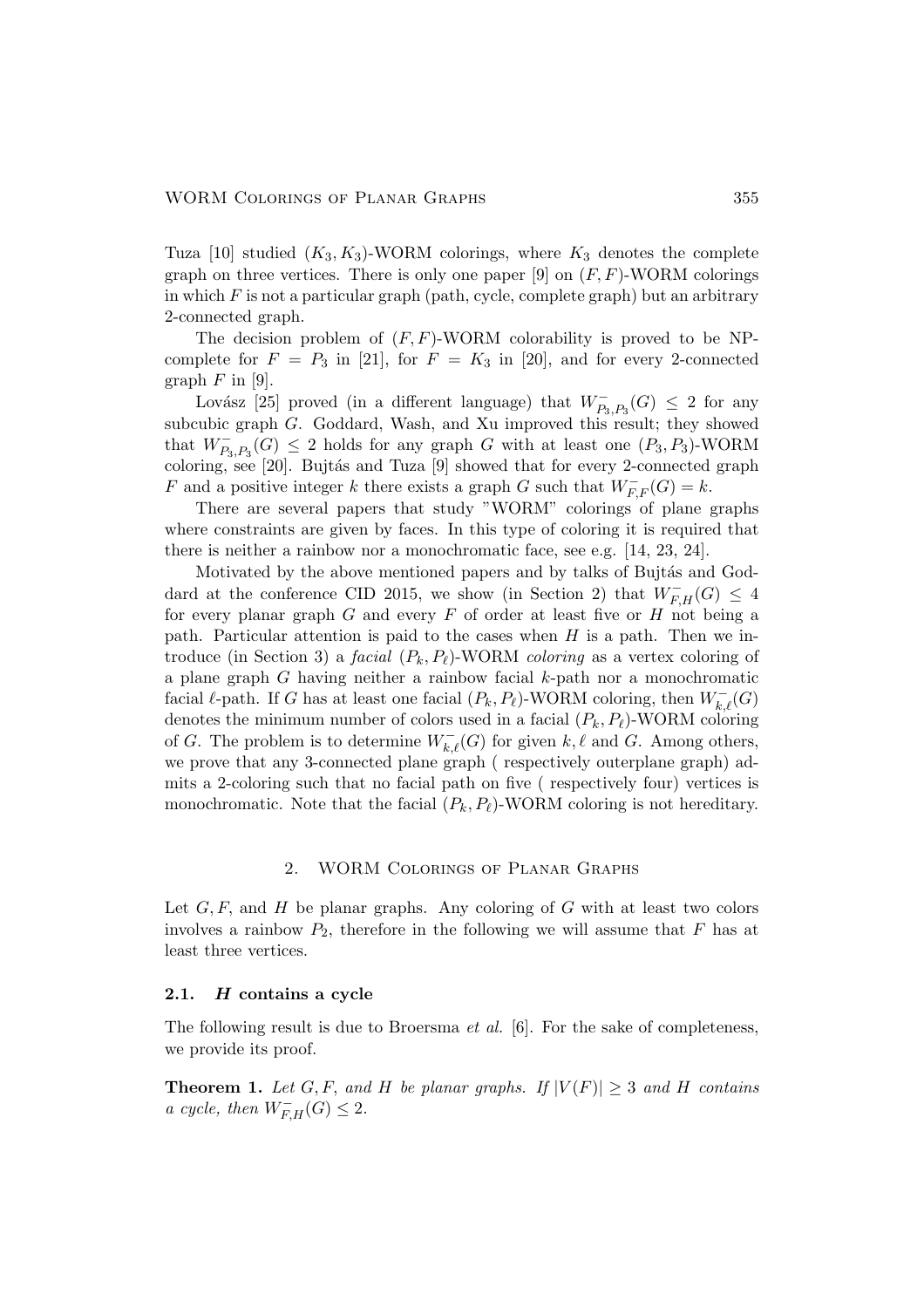Tuza [10] studied $(K_3, K_3)$-WORM colorings, where $K_3$ denotes the complete graph on three vertices. There is only one paper [9] on $(F, F)$-WORM colorings in which $F$ is not a particular graph (path, cycle, complete graph) but an arbitrary 2-connected graph.

The decision problem of $(F, F)$-WORM colorability is proved to be NP-complete for $F = P_3$ in [21], for $F = K_3$ in [20], and for every 2-connected graph $F$ in [9].

Lovász [25] proved (in a different language) that $W^-_{P_3,P_3}(G) \leq 2$ for any subcubic graph $G$. Goddard, Wash, and Xu improved this result; they showed that $W^-_{P_3,P_3}(G) \leq 2$ holds for any graph $G$ with at least one $(P_3, P_3)$-WORM coloring, see [20]. Bujtás and Tuza [9] showed that for every 2-connected graph $F$ and a positive integer $k$ there exists a graph $G$ such that $W^-_{F,F}(G) = k$.

There are several papers that study "WORM" colorings of plane graphs where constraints are given by faces. In this type of coloring it is required that there is neither a rainbow nor a monochromatic face, see e.g. [14, 23, 24].

Motivated by the above mentioned papers and by talks of Bujtás and Goddard at the conference CID 2015, we show (in Section 2) that $W^-_{F,H}(G) \leq 4$ for every planar graph $G$ and every $F$ of order at least five or $H$ not being a path. Particular attention is paid to the cases when $H$ is a path. Then we introduce (in Section 3) a *facial* $(P_k, P_\ell)$-WORM *coloring* as a vertex coloring of a plane graph $G$ having neither a rainbow facial $k$-path nor a monochromatic facial $\ell$-path. If $G$ has at least one facial $(P_k, P_\ell)$-WORM coloring, then $W^-_{k,\ell}(G)$ denotes the minimum number of colors used in a facial $(P_k, P_\ell)$-WORM coloring of $G$. The problem is to determine $W^-_{k,\ell}(G)$ for given $k, \ell$ and $G$. Among others, we prove that any 3-connected plane graph ( respectively outerplane graph) admits a 2-coloring such that no facial path on five ( respectively four) vertices is monochromatic. Note that the facial $(P_k, P_\ell)$-WORM coloring is not hereditary.

## 2. WORM Colorings of Planar Graphs

Let $G, F$, and $H$ be planar graphs. Any coloring of $G$ with at least two colors involves a rainbow $P_2$, therefore in the following we will assume that $F$ has at least three vertices.

### 2.1. $H$ contains a cycle

The following result is due to Broersma *et al.* [6]. For the sake of completeness, we provide its proof.

**Theorem 1.** *Let $G, F$, and $H$ be planar graphs. If $|V(F)| \geq 3$ and $H$ contains a cycle, then $W^-_{F,H}(G) \leq 2$.*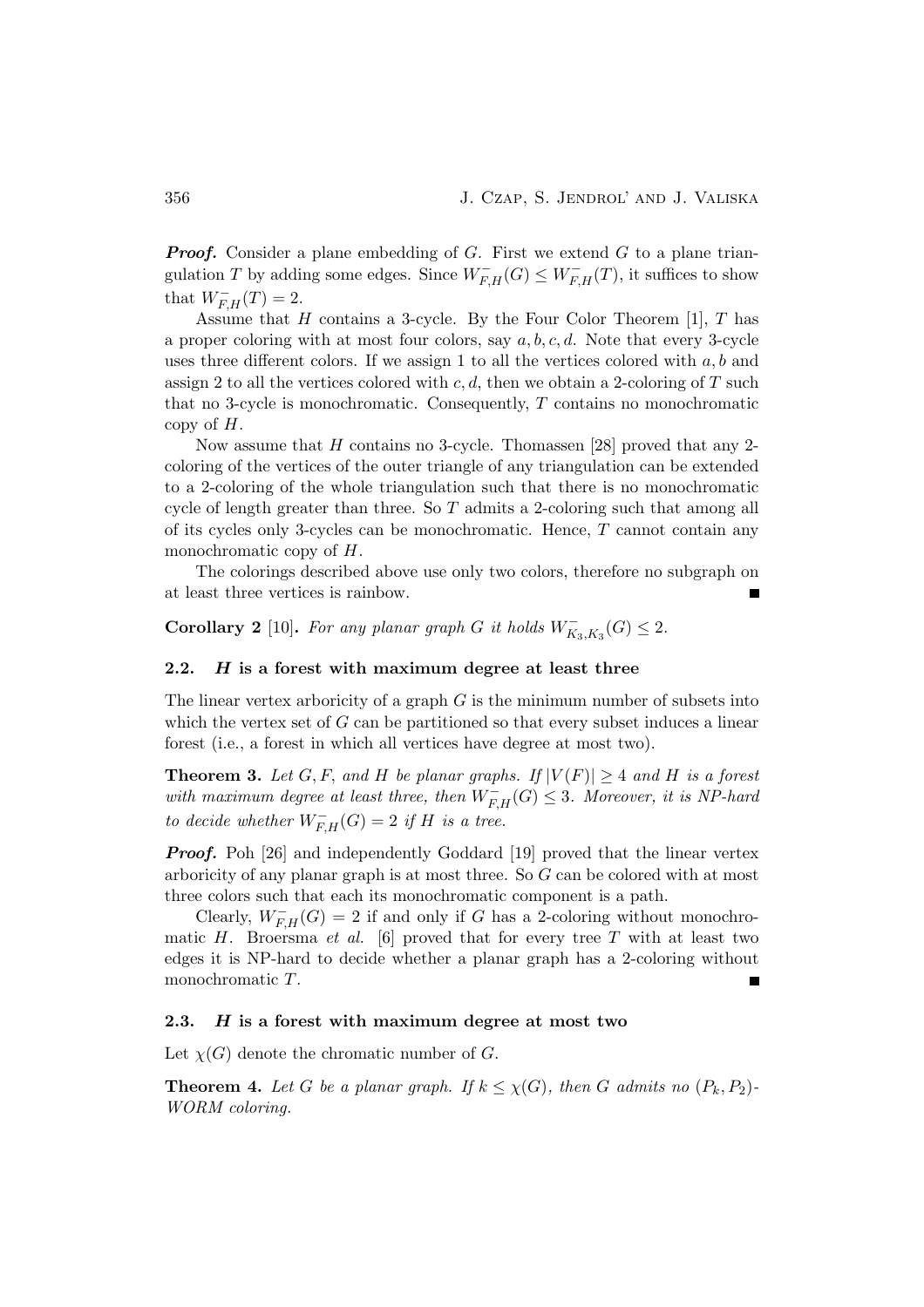***Proof.*** Consider a plane embedding of $G$. First we extend $G$ to a plane triangulation $T$ by adding some edges. Since $W^-_{F,H}(G) \leq W^-_{F,H}(T)$, it suffices to show that $W^-_{F,H}(T) = 2$.

Assume that $H$ contains a 3-cycle. By the Four Color Theorem [1], $T$ has a proper coloring with at most four colors, say $a, b, c, d$. Note that every 3-cycle uses three different colors. If we assign 1 to all the vertices colored with $a, b$ and assign 2 to all the vertices colored with $c, d$, then we obtain a 2-coloring of $T$ such that no 3-cycle is monochromatic. Consequently, $T$ contains no monochromatic copy of $H$.

Now assume that $H$ contains no 3-cycle. Thomassen [28] proved that any 2-coloring of the vertices of the outer triangle of any triangulation can be extended to a 2-coloring of the whole triangulation such that there is no monochromatic cycle of length greater than three. So $T$ admits a 2-coloring such that among all of its cycles only 3-cycles can be monochromatic. Hence, $T$ cannot contain any monochromatic copy of $H$.

The colorings described above use only two colors, therefore no subgraph on at least three vertices is rainbow. ■

**Corollary 2** [10]**.** *For any planar graph $G$ it holds $W^-_{K_3,K_3}(G) \leq 2$.*

### 2.2. *H* is a forest with maximum degree at least three

The linear vertex arboricity of a graph $G$ is the minimum number of subsets into which the vertex set of $G$ can be partitioned so that every subset induces a linear forest (i.e., a forest in which all vertices have degree at most two).

**Theorem 3.** *Let $G, F$, and $H$ be planar graphs. If $|V(F)| \geq 4$ and $H$ is a forest with maximum degree at least three, then $W^-_{F,H}(G) \leq 3$. Moreover, it is NP-hard to decide whether $W^-_{F,H}(G) = 2$ if $H$ is a tree.*

***Proof.*** Poh [26] and independently Goddard [19] proved that the linear vertex arboricity of any planar graph is at most three. So $G$ can be colored with at most three colors such that each its monochromatic component is a path.

Clearly, $W^-_{F,H}(G) = 2$ if and only if $G$ has a 2-coloring without monochromatic $H$. Broersma *et al.* [6] proved that for every tree $T$ with at least two edges it is NP-hard to decide whether a planar graph has a 2-coloring without monochromatic $T$. ■

### 2.3. *H* is a forest with maximum degree at most two

Let $\chi(G)$ denote the chromatic number of $G$.

**Theorem 4.** *Let $G$ be a planar graph. If $k \leq \chi(G)$, then $G$ admits no $(P_k, P_2)$-WORM coloring.*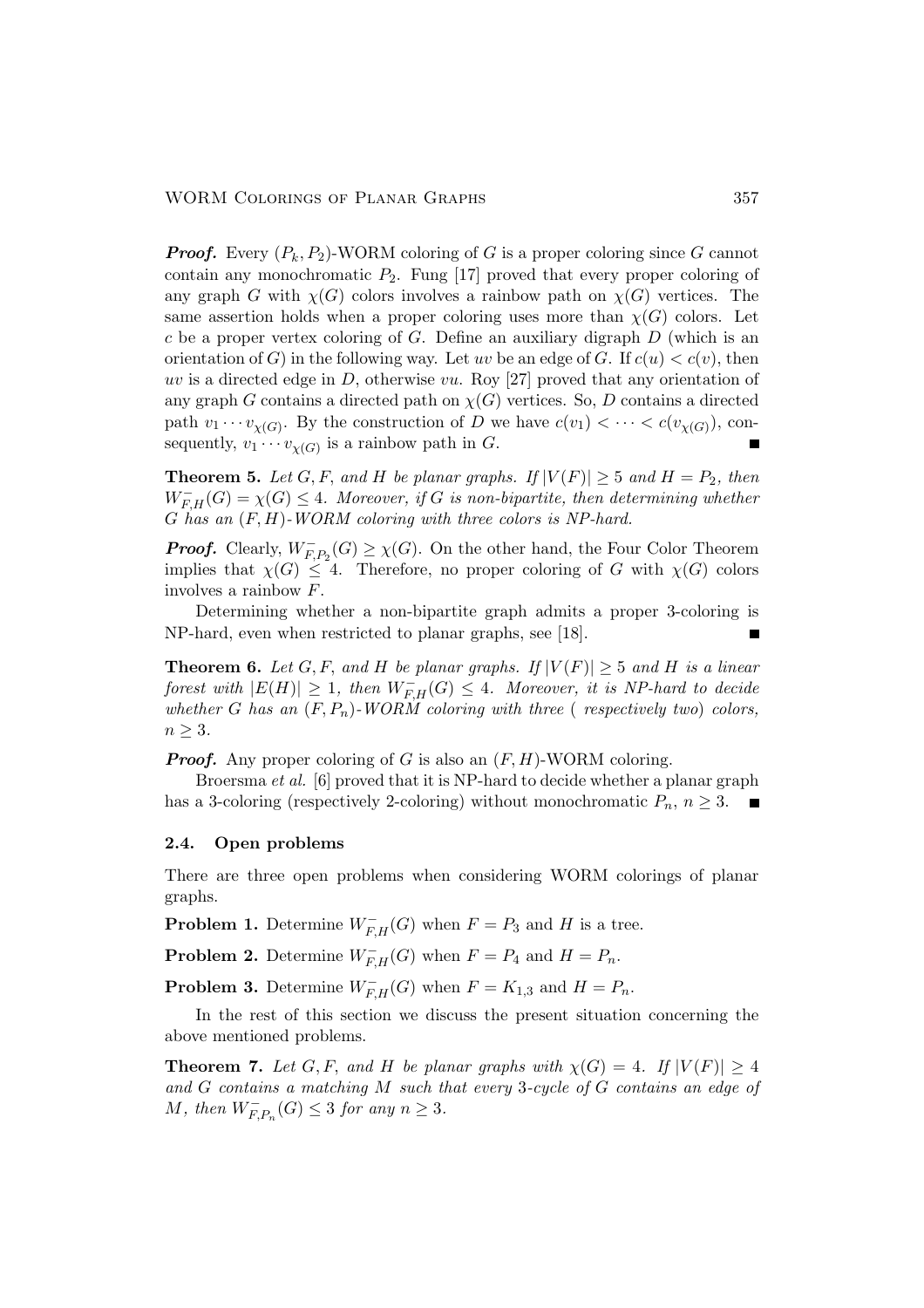***Proof.*** Every $(P_k, P_2)$-WORM coloring of $G$ is a proper coloring since $G$ cannot contain any monochromatic $P_2$. Fung [17] proved that every proper coloring of any graph $G$ with $\chi(G)$ colors involves a rainbow path on $\chi(G)$ vertices. The same assertion holds when a proper coloring uses more than $\chi(G)$ colors. Let $c$ be a proper vertex coloring of $G$. Define an auxiliary digraph $D$ (which is an orientation of $G$) in the following way. Let $uv$ be an edge of $G$. If $c(u) < c(v)$, then $uv$ is a directed edge in $D$, otherwise $vu$. Roy [27] proved that any orientation of any graph $G$ contains a directed path on $\chi(G)$ vertices. So, $D$ contains a directed path $v_1 \cdots v_{\chi(G)}$. By the construction of $D$ we have $c(v_1) < \cdots < c(v_{\chi(G)})$, consequently, $v_1 \cdots v_{\chi(G)}$ is a rainbow path in $G$. ■

**Theorem 5.** *Let $G, F,$ and $H$ be planar graphs. If $|V(F)| \geq 5$ and $H = P_2$, then $W^-_{F,H}(G) = \chi(G) \leq 4$. Moreover, if $G$ is non-bipartite, then determining whether $G$ has an $(F, H)$-WORM coloring with three colors is NP-hard.*

***Proof.*** Clearly, $W^-_{F,P_2}(G) \geq \chi(G)$. On the other hand, the Four Color Theorem implies that $\chi(G) \leq 4$. Therefore, no proper coloring of $G$ with $\chi(G)$ colors involves a rainbow $F$.

Determining whether a non-bipartite graph admits a proper 3-coloring is NP-hard, even when restricted to planar graphs, see [18]. ■

**Theorem 6.** *Let $G, F,$ and $H$ be planar graphs. If $|V(F)| \geq 5$ and $H$ is a linear forest with $|E(H)| \geq 1$, then $W^-_{F,H}(G) \leq 4$. Moreover, it is NP-hard to decide whether $G$ has an $(F, P_n)$-WORM coloring with three (respectively two) colors, $n \geq 3$.*

***Proof.*** Any proper coloring of $G$ is also an $(F, H)$-WORM coloring.

Broersma *et al.* [6] proved that it is NP-hard to decide whether a planar graph has a 3-coloring (respectively 2-coloring) without monochromatic $P_n$, $n \geq 3$. ■

### 2.4. Open problems

There are three open problems when considering WORM colorings of planar graphs.

**Problem 1.** Determine $W^-_{F,H}(G)$ when $F = P_3$ and $H$ is a tree.

**Problem 2.** Determine $W^-_{F,H}(G)$ when $F = P_4$ and $H = P_n$.

**Problem 3.** Determine $W^-_{F,H}(G)$ when $F = K_{1,3}$ and $H = P_n$.

In the rest of this section we discuss the present situation concerning the above mentioned problems.

**Theorem 7.** *Let $G, F,$ and $H$ be planar graphs with $\chi(G) = 4$. If $|V(F)| \geq 4$ and $G$ contains a matching $M$ such that every 3-cycle of $G$ contains an edge of $M$, then $W^-_{F,P_n}(G) \leq 3$ for any $n \geq 3$.*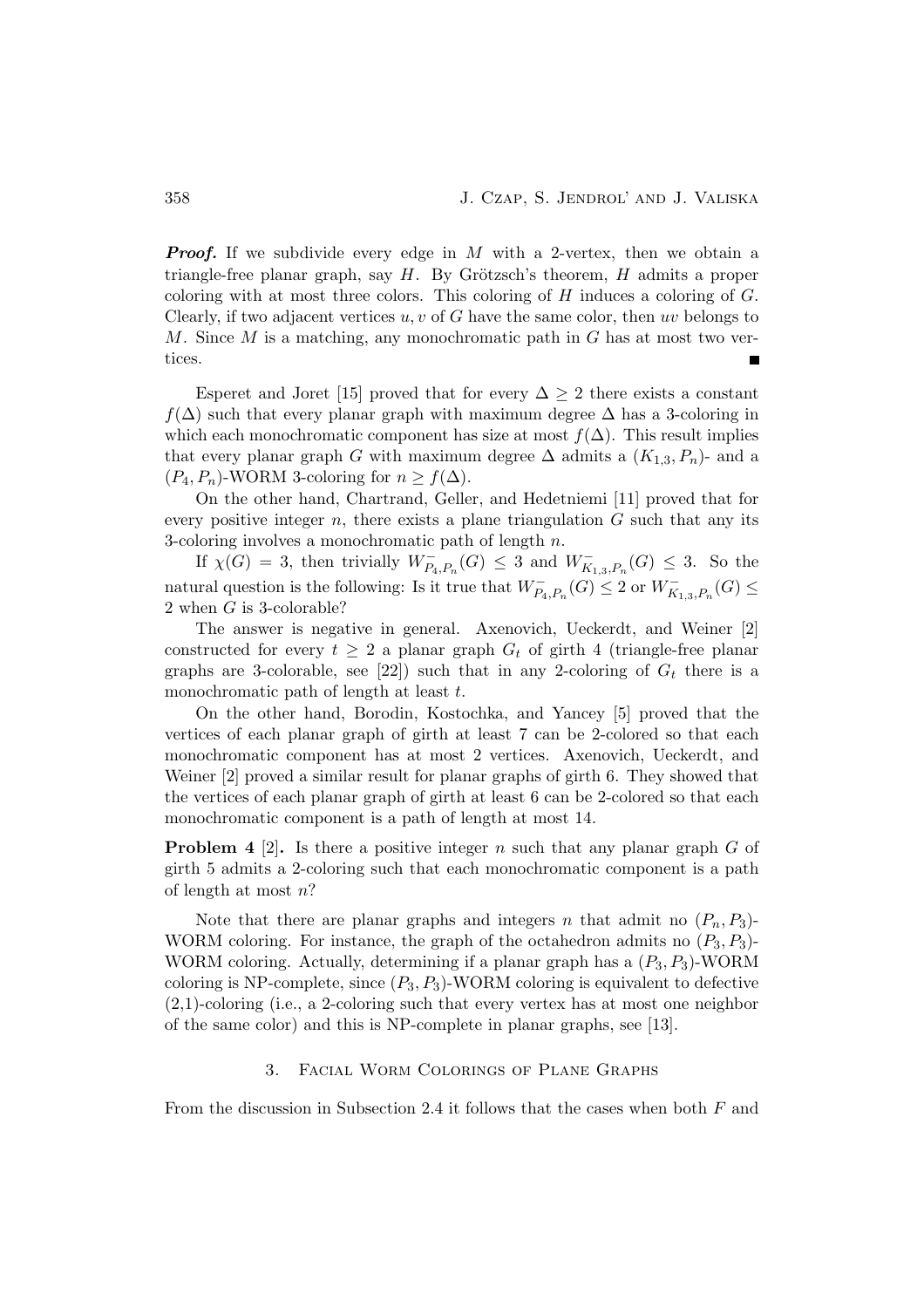***Proof.*** If we subdivide every edge in $M$ with a 2-vertex, then we obtain a triangle-free planar graph, say $H$. By Grötzsch's theorem, $H$ admits a proper coloring with at most three colors. This coloring of $H$ induces a coloring of $G$. Clearly, if two adjacent vertices $u, v$ of $G$ have the same color, then $uv$ belongs to $M$. Since $M$ is a matching, any monochromatic path in $G$ has at most two vertices. ∎

Esperet and Joret [15] proved that for every $\Delta \geq 2$ there exists a constant $f(\Delta)$ such that every planar graph with maximum degree $\Delta$ has a 3-coloring in which each monochromatic component has size at most $f(\Delta)$. This result implies that every planar graph $G$ with maximum degree $\Delta$ admits a $(K_{1,3}, P_n)$- and a $(P_4, P_n)$-WORM 3-coloring for $n \geq f(\Delta)$.

On the other hand, Chartrand, Geller, and Hedetniemi [11] proved that for every positive integer $n$, there exists a plane triangulation $G$ such that any its 3-coloring involves a monochromatic path of length $n$.

If $\chi(G) = 3$, then trivially $W^-_{P_4,P_n}(G) \leq 3$ and $W^-_{K_{1,3},P_n}(G) \leq 3$. So the natural question is the following: Is it true that $W^-_{P_4,P_n}(G) \leq 2$ or $W^-_{K_{1,3},P_n}(G) \leq 2$ when $G$ is 3-colorable?

The answer is negative in general. Axenovich, Ueckerdt, and Weiner [2] constructed for every $t \geq 2$ a planar graph $G_t$ of girth 4 (triangle-free planar graphs are 3-colorable, see [22]) such that in any 2-coloring of $G_t$ there is a monochromatic path of length at least $t$.

On the other hand, Borodin, Kostochka, and Yancey [5] proved that the vertices of each planar graph of girth at least 7 can be 2-colored so that each monochromatic component has at most 2 vertices. Axenovich, Ueckerdt, and Weiner [2] proved a similar result for planar graphs of girth 6. They showed that the vertices of each planar graph of girth at least 6 can be 2-colored so that each monochromatic component is a path of length at most 14.

**Problem 4** [2]**.** Is there a positive integer $n$ such that any planar graph $G$ of girth 5 admits a 2-coloring such that each monochromatic component is a path of length at most $n$?

Note that there are planar graphs and integers $n$ that admit no $(P_n, P_3)$-WORM coloring. For instance, the graph of the octahedron admits no $(P_3, P_3)$-WORM coloring. Actually, determining if a planar graph has a $(P_3, P_3)$-WORM coloring is NP-complete, since $(P_3, P_3)$-WORM coloring is equivalent to defective (2,1)-coloring (i.e., a 2-coloring such that every vertex has at most one neighbor of the same color) and this is NP-complete in planar graphs, see [13].

## 3. Facial Worm Colorings of Plane Graphs

From the discussion in Subsection 2.4 it follows that the cases when both $F$ and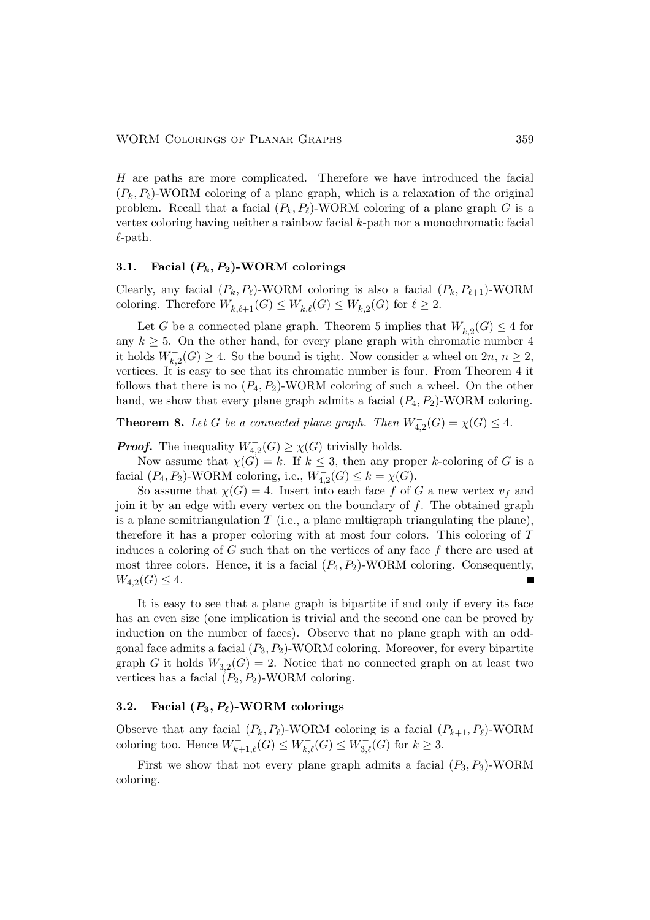$H$ are paths are more complicated. Therefore we have introduced the facial $(P_k, P_\ell)$-WORM coloring of a plane graph, which is a relaxation of the original problem. Recall that a facial $(P_k, P_\ell)$-WORM coloring of a plane graph $G$ is a vertex coloring having neither a rainbow facial $k$-path nor a monochromatic facial $\ell$-path.

### 3.1. Facial $(P_k, P_2)$-WORM colorings

Clearly, any facial $(P_k, P_\ell)$-WORM coloring is also a facial $(P_k, P_{\ell+1})$-WORM coloring. Therefore $W^-_{k,\ell+1}(G) \leq W^-_{k,\ell}(G) \leq W^-_{k,2}(G)$ for $\ell \geq 2$.

Let $G$ be a connected plane graph. Theorem 5 implies that $W^-_{k,2}(G) \leq 4$ for any $k \geq 5$. On the other hand, for every plane graph with chromatic number 4 it holds $W^-_{k,2}(G) \geq 4$. So the bound is tight. Now consider a wheel on $2n$, $n \geq 2$, vertices. It is easy to see that its chromatic number is four. From Theorem 4 it follows that there is no $(P_4, P_2)$-WORM coloring of such a wheel. On the other hand, we show that every plane graph admits a facial $(P_4, P_2)$-WORM coloring.

**Theorem 8.** *Let $G$ be a connected plane graph. Then $W^-_{4,2}(G) = \chi(G) \leq 4$.*

***Proof.*** The inequality $W^-_{4,2}(G) \geq \chi(G)$ trivially holds.

Now assume that $\chi(G) = k$. If $k \leq 3$, then any proper $k$-coloring of $G$ is a facial $(P_4, P_2)$-WORM coloring, i.e., $W^-_{4,2}(G) \leq k = \chi(G)$.

So assume that $\chi(G) = 4$. Insert into each face $f$ of $G$ a new vertex $v_f$ and join it by an edge with every vertex on the boundary of $f$. The obtained graph is a plane semitriangulation $T$ (i.e., a plane multigraph triangulating the plane), therefore it has a proper coloring with at most four colors. This coloring of $T$ induces a coloring of $G$ such that on the vertices of any face $f$ there are used at most three colors. Hence, it is a facial $(P_4, P_2)$-WORM coloring. Consequently, $W_{4,2}(G) \leq 4$. ∎

It is easy to see that a plane graph is bipartite if and only if every its face has an even size (one implication is trivial and the second one can be proved by induction on the number of faces). Observe that no plane graph with an odd-gonal face admits a facial $(P_3, P_2)$-WORM coloring. Moreover, for every bipartite graph $G$ it holds $W^-_{3,2}(G) = 2$. Notice that no connected graph on at least two vertices has a facial $(P_2, P_2)$-WORM coloring.

### 3.2. Facial $(P_3, P_\ell)$-WORM colorings

Observe that any facial $(P_k, P_\ell)$-WORM coloring is a facial $(P_{k+1}, P_\ell)$-WORM coloring too. Hence $W^-_{k+1,\ell}(G) \leq W^-_{k,\ell}(G) \leq W^-_{3,\ell}(G)$ for $k \geq 3$.

First we show that not every plane graph admits a facial $(P_3, P_3)$-WORM coloring.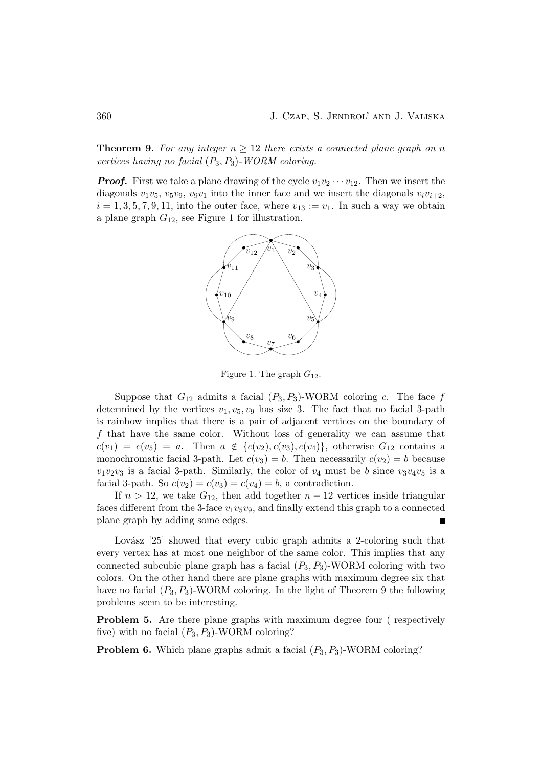**Theorem 9.** *For any integer $n \geq 12$ there exists a connected plane graph on $n$ vertices having no facial $(P_3, P_3)$-WORM coloring.*

***Proof.*** First we take a plane drawing of the cycle $v_1 v_2 \cdots v_{12}$. Then we insert the diagonals $v_1 v_5$, $v_5 v_9$, $v_9 v_1$ into the inner face and we insert the diagonals $v_i v_{i+2}$, $i = 1, 3, 5, 7, 9, 11$, into the outer face, where $v_{13} := v_1$. In such a way we obtain a plane graph $G_{12}$, see Figure 1 for illustration.

Figure 1. The graph $G_{12}$.

Suppose that $G_{12}$ admits a facial $(P_3, P_3)$-WORM coloring $c$. The face $f$ determined by the vertices $v_1, v_5, v_9$ has size 3. The fact that no facial 3-path is rainbow implies that there is a pair of adjacent vertices on the boundary of $f$ that have the same color. Without loss of generality we can assume that $c(v_1) = c(v_5) = a$. Then $a \notin \{c(v_2), c(v_3), c(v_4)\}$, otherwise $G_{12}$ contains a monochromatic facial 3-path. Let $c(v_3) = b$. Then necessarily $c(v_2) = b$ because $v_1 v_2 v_3$ is a facial 3-path. Similarly, the color of $v_4$ must be $b$ since $v_3 v_4 v_5$ is a facial 3-path. So $c(v_2) = c(v_3) = c(v_4) = b$, a contradiction.

If $n > 12$, we take $G_{12}$, then add together $n - 12$ vertices inside triangular faces different from the 3-face $v_1 v_5 v_9$, and finally extend this graph to a connected plane graph by adding some edges. ■

Lovász [25] showed that every cubic graph admits a 2-coloring such that every vertex has at most one neighbor of the same color. This implies that any connected subcubic plane graph has a facial $(P_3, P_3)$-WORM coloring with two colors. On the other hand there are plane graphs with maximum degree six that have no facial $(P_3, P_3)$-WORM coloring. In the light of Theorem 9 the following problems seem to be interesting.

**Problem 5.** Are there plane graphs with maximum degree four ( respectively five) with no facial $(P_3, P_3)$-WORM coloring?

**Problem 6.** Which plane graphs admit a facial $(P_3, P_3)$-WORM coloring?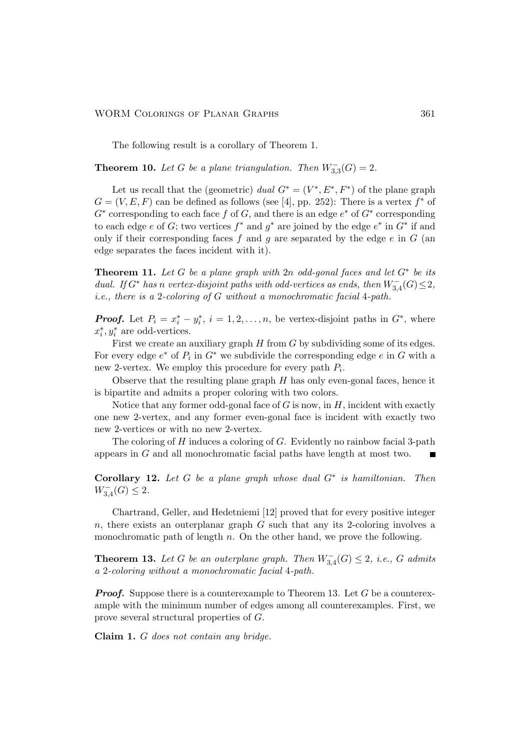The following result is a corollary of Theorem 1.

**Theorem 10.** *Let $G$ be a plane triangulation. Then $W^-_{3,3}(G) = 2$.*

Let us recall that the (geometric) *dual* $G^* = (V^*, E^*, F^*)$ of the plane graph $G = (V, E, F)$ can be defined as follows (see [4], pp. 252): There is a vertex $f^*$ of $G^*$ corresponding to each face $f$ of $G$, and there is an edge $e^*$ of $G^*$ corresponding to each edge $e$ of $G$; two vertices $f^*$ and $g^*$ are joined by the edge $e^*$ in $G^*$ if and only if their corresponding faces $f$ and $g$ are separated by the edge $e$ in $G$ (an edge separates the faces incident with it).

**Theorem 11.** *Let $G$ be a plane graph with $2n$ odd-gonal faces and let $G^*$ be its dual. If $G^*$ has $n$ vertex-disjoint paths with odd-vertices as ends, then $W^-_{3,4}(G) \leq 2$, i.e., there is a 2-coloring of $G$ without a monochromatic facial 4-path.*

***Proof.*** Let $P_i = x_i^* - y_i^*$, $i = 1, 2, \ldots, n$, be vertex-disjoint paths in $G^*$, where $x_i^*, y_i^*$ are odd-vertices.

First we create an auxiliary graph $H$ from $G$ by subdividing some of its edges. For every edge $e^*$ of $P_i$ in $G^*$ we subdivide the corresponding edge $e$ in $G$ with a new 2-vertex. We employ this procedure for every path $P_i$.

Observe that the resulting plane graph $H$ has only even-gonal faces, hence it is bipartite and admits a proper coloring with two colors.

Notice that any former odd-gonal face of $G$ is now, in $H$, incident with exactly one new 2-vertex, and any former even-gonal face is incident with exactly two new 2-vertices or with no new 2-vertex.

The coloring of $H$ induces a coloring of $G$. Evidently no rainbow facial 3-path appears in $G$ and all monochromatic facial paths have length at most two. ∎

**Corollary 12.** *Let $G$ be a plane graph whose dual $G^*$ is hamiltonian. Then $W^-_{3,4}(G) \leq 2$.*

Chartrand, Geller, and Hedetniemi [12] proved that for every positive integer $n$, there exists an outerplanar graph $G$ such that any its 2-coloring involves a monochromatic path of length $n$. On the other hand, we prove the following.

**Theorem 13.** *Let $G$ be an outerplane graph. Then $W^-_{3,4}(G) \leq 2$, i.e., $G$ admits a 2-coloring without a monochromatic facial 4-path.*

***Proof.*** Suppose there is a counterexample to Theorem 13. Let $G$ be a counterexample with the minimum number of edges among all counterexamples. First, we prove several structural properties of $G$.

**Claim 1.** *$G$ does not contain any bridge.*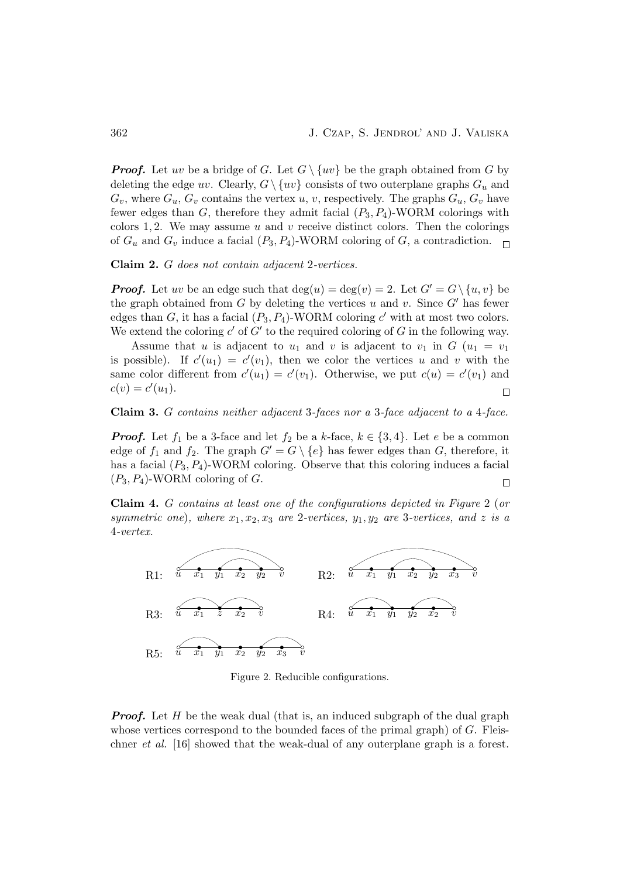***Proof.*** Let $uv$ be a bridge of $G$. Let $G \setminus \{uv\}$ be the graph obtained from $G$ by deleting the edge $uv$. Clearly, $G \setminus \{uv\}$ consists of two outerplane graphs $G_u$ and $G_v$, where $G_u$, $G_v$ contains the vertex $u$, $v$, respectively. The graphs $G_u$, $G_v$ have fewer edges than $G$, therefore they admit facial $(P_3, P_4)$-WORM colorings with colors $1, 2$. We may assume $u$ and $v$ receive distinct colors. Then the colorings of $G_u$ and $G_v$ induce a facial $(P_3, P_4)$-WORM coloring of $G$, a contradiction. □

**Claim 2.** *$G$ does not contain adjacent 2-vertices.*

***Proof.*** Let $uv$ be an edge such that $\deg(u) = \deg(v) = 2$. Let $G' = G \setminus \{u, v\}$ be the graph obtained from $G$ by deleting the vertices $u$ and $v$. Since $G'$ has fewer edges than $G$, it has a facial $(P_3, P_4)$-WORM coloring $c'$ with at most two colors. We extend the coloring $c'$ of $G'$ to the required coloring of $G$ in the following way.

Assume that $u$ is adjacent to $u_1$ and $v$ is adjacent to $v_1$ in $G$ ($u_1 = v_1$ is possible). If $c'(u_1) = c'(v_1)$, then we color the vertices $u$ and $v$ with the same color different from $c'(u_1) = c'(v_1)$. Otherwise, we put $c(u) = c'(v_1)$ and $c(v) = c'(u_1)$. □

**Claim 3.** *$G$ contains neither adjacent 3-faces nor a 3-face adjacent to a 4-face.*

***Proof.*** Let $f_1$ be a 3-face and let $f_2$ be a $k$-face, $k \in \{3, 4\}$. Let $e$ be a common edge of $f_1$ and $f_2$. The graph $G' = G \setminus \{e\}$ has fewer edges than $G$, therefore, it has a facial $(P_3, P_4)$-WORM coloring. Observe that this coloring induces a facial $(P_3, P_4)$-WORM coloring of $G$. □

**Claim 4.** *$G$ contains at least one of the configurations depicted in Figure 2 (or symmetric one), where $x_1, x_2, x_3$ are 2-vertices, $y_1, y_2$ are 3-vertices, and $z$ is a 4-vertex.*

Figure 2. Reducible configurations.

***Proof.*** Let $H$ be the weak dual (that is, an induced subgraph of the dual graph whose vertices correspond to the bounded faces of the primal graph) of $G$. Fleischner *et al.* [16] showed that the weak-dual of any outerplane graph is a forest.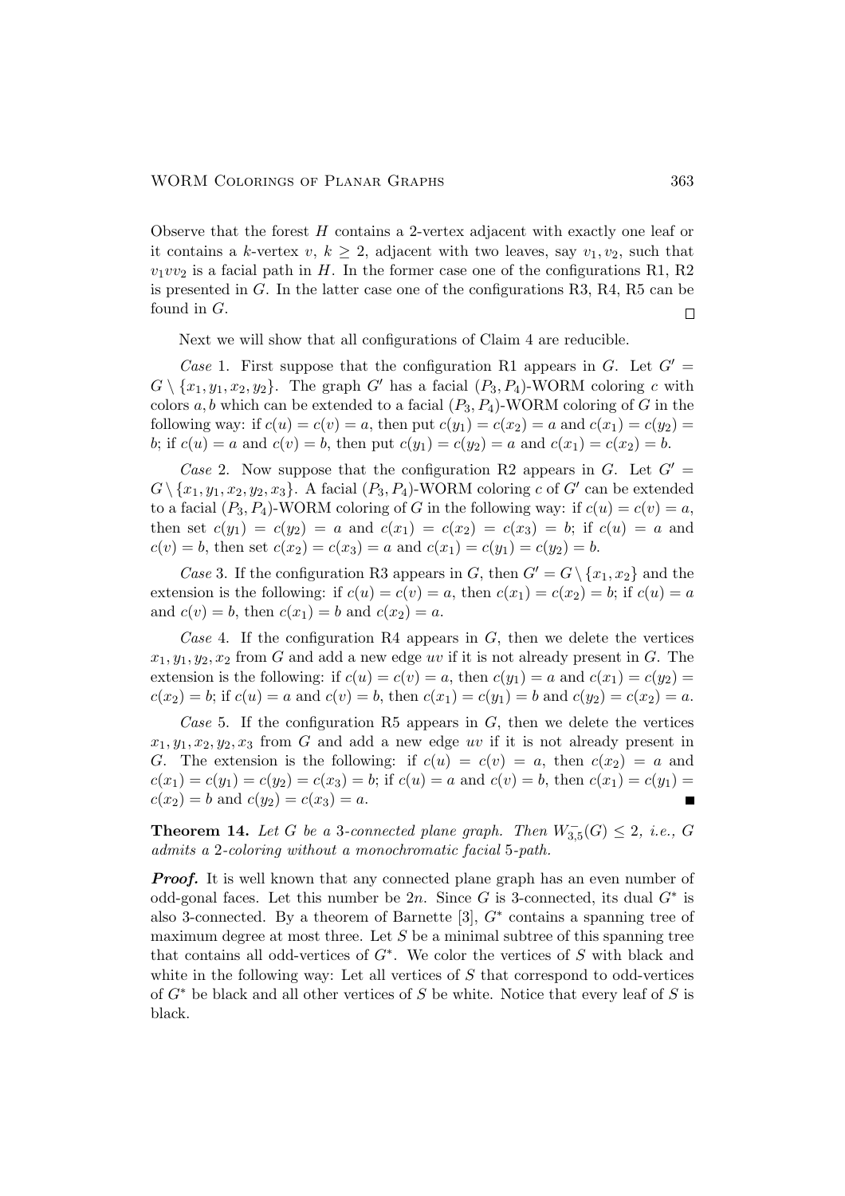Observe that the forest $H$ contains a 2-vertex adjacent with exactly one leaf or it contains a $k$-vertex $v$, $k \geq 2$, adjacent with two leaves, say $v_1, v_2$, such that $v_1 v v_2$ is a facial path in $H$. In the former case one of the configurations R1, R2 is presented in $G$. In the latter case one of the configurations R3, R4, R5 can be found in $G$. □

Next we will show that all configurations of Claim 4 are reducible.

*Case* 1. First suppose that the configuration R1 appears in $G$. Let $G' = G \setminus \{x_1, y_1, x_2, y_2\}$. The graph $G'$ has a facial $(P_3, P_4)$-WORM coloring $c$ with colors $a, b$ which can be extended to a facial $(P_3, P_4)$-WORM coloring of $G$ in the following way: if $c(u) = c(v) = a$, then put $c(y_1) = c(x_2) = a$ and $c(x_1) = c(y_2) = b$; if $c(u) = a$ and $c(v) = b$, then put $c(y_1) = c(y_2) = a$ and $c(x_1) = c(x_2) = b$.

*Case* 2. Now suppose that the configuration R2 appears in $G$. Let $G' = G \setminus \{x_1, y_1, x_2, y_2, x_3\}$. A facial $(P_3, P_4)$-WORM coloring $c$ of $G'$ can be extended to a facial $(P_3, P_4)$-WORM coloring of $G$ in the following way: if $c(u) = c(v) = a$, then set $c(y_1) = c(y_2) = a$ and $c(x_1) = c(x_2) = c(x_3) = b$; if $c(u) = a$ and $c(v) = b$, then set $c(x_2) = c(x_3) = a$ and $c(x_1) = c(y_1) = c(y_2) = b$.

*Case* 3. If the configuration R3 appears in $G$, then $G' = G \setminus \{x_1, x_2\}$ and the extension is the following: if $c(u) = c(v) = a$, then $c(x_1) = c(x_2) = b$; if $c(u) = a$ and $c(v) = b$, then $c(x_1) = b$ and $c(x_2) = a$.

*Case* 4. If the configuration R4 appears in $G$, then we delete the vertices $x_1, y_1, y_2, x_2$ from $G$ and add a new edge $uv$ if it is not already present in $G$. The extension is the following: if $c(u) = c(v) = a$, then $c(y_1) = a$ and $c(x_1) = c(y_2) = c(x_2) = b$; if $c(u) = a$ and $c(v) = b$, then $c(x_1) = c(y_1) = b$ and $c(y_2) = c(x_2) = a$.

*Case* 5. If the configuration R5 appears in $G$, then we delete the vertices $x_1, y_1, x_2, y_2, x_3$ from $G$ and add a new edge $uv$ if it is not already present in $G$. The extension is the following: if $c(u) = c(v) = a$, then $c(x_2) = a$ and $c(x_1) = c(y_1) = c(y_2) = c(x_3) = b$; if $c(u) = a$ and $c(v) = b$, then $c(x_1) = c(y_1) = c(x_2) = b$ and $c(y_2) = c(x_3) = a$. ■

**Theorem 14.** *Let $G$ be a 3-connected plane graph. Then $W^{-}_{3,5}(G) \leq 2$, i.e., $G$ admits a 2-coloring without a monochromatic facial 5-path.*

***Proof.*** It is well known that any connected plane graph has an even number of odd-gonal faces. Let this number be $2n$. Since $G$ is 3-connected, its dual $G^*$ is also 3-connected. By a theorem of Barnette [3], $G^*$ contains a spanning tree of maximum degree at most three. Let $S$ be a minimal subtree of this spanning tree that contains all odd-vertices of $G^*$. We color the vertices of $S$ with black and white in the following way: Let all vertices of $S$ that correspond to odd-vertices of $G^*$ be black and all other vertices of $S$ be white. Notice that every leaf of $S$ is black.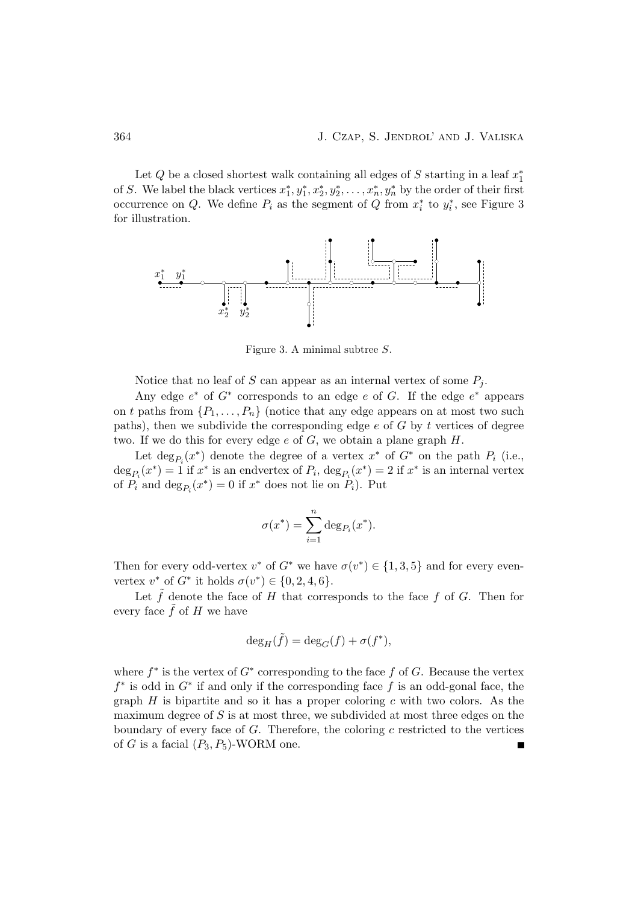Let $Q$ be a closed shortest walk containing all edges of $S$ starting in a leaf $x_1^*$ of $S$. We label the black vertices $x_1^*, y_1^*, x_2^*, y_2^*, \ldots, x_n^*, y_n^*$ by the order of their first occurrence on $Q$. We define $P_i$ as the segment of $Q$ from $x_i^*$ to $y_i^*$, see Figure 3 for illustration.

Figure 3. A minimal subtree $S$.

Notice that no leaf of $S$ can appear as an internal vertex of some $P_j$.

Any edge $e^*$ of $G^*$ corresponds to an edge $e$ of $G$. If the edge $e^*$ appears on $t$ paths from $\{P_1, \ldots, P_n\}$ (notice that any edge appears on at most two such paths), then we subdivide the corresponding edge $e$ of $G$ by $t$ vertices of degree two. If we do this for every edge $e$ of $G$, we obtain a plane graph $H$.

Let $\deg_{P_i}(x^*)$ denote the degree of a vertex $x^*$ of $G^*$ on the path $P_i$ (i.e., $\deg_{P_i}(x^*) = 1$ if $x^*$ is an endvertex of $P_i$, $\deg_{P_i}(x^*) = 2$ if $x^*$ is an internal vertex of $P_i$ and $\deg_{P_i}(x^*) = 0$ if $x^*$ does not lie on $P_i$). Put

$$\sigma(x^*) = \sum_{i=1}^{n} \deg_{P_i}(x^*).$$

Then for every odd-vertex $v^*$ of $G^*$ we have $\sigma(v^*) \in \{1, 3, 5\}$ and for every even-vertex $v^*$ of $G^*$ it holds $\sigma(v^*) \in \{0, 2, 4, 6\}$.

Let $\tilde{f}$ denote the face of $H$ that corresponds to the face $f$ of $G$. Then for every face $\tilde{f}$ of $H$ we have

$$\deg_H(\tilde{f}) = \deg_G(f) + \sigma(f^*),$$

where $f^*$ is the vertex of $G^*$ corresponding to the face $f$ of $G$. Because the vertex $f^*$ is odd in $G^*$ if and only if the corresponding face $f$ is an odd-gonal face, the graph $H$ is bipartite and so it has a proper coloring $c$ with two colors. As the maximum degree of $S$ is at most three, we subdivided at most three edges on the boundary of every face of $G$. Therefore, the coloring $c$ restricted to the vertices of $G$ is a facial $(P_3, P_5)$-WORM one. ∎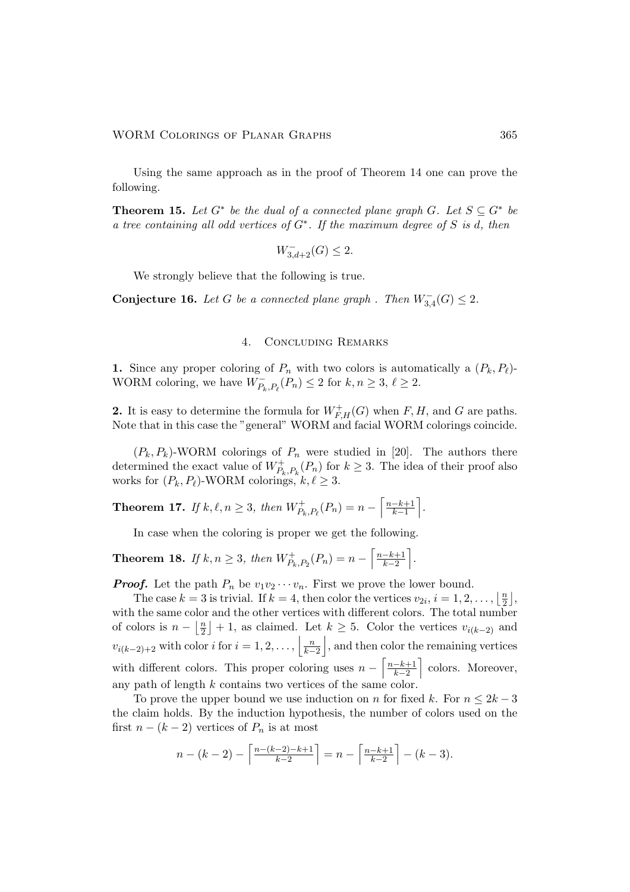Using the same approach as in the proof of Theorem 14 one can prove the following.

**Theorem 15.** *Let $G^*$ be the dual of a connected plane graph $G$. Let $S \subseteq G^*$ be a tree containing all odd vertices of $G^*$. If the maximum degree of $S$ is $d$, then*

$$W^-_{3,d+2}(G) \leq 2.$$

We strongly believe that the following is true.

**Conjecture 16.** *Let $G$ be a connected plane graph . Then $W^-_{3,4}(G) \leq 2$.*

## 4. Concluding Remarks

**1.** Since any proper coloring of $P_n$ with two colors is automatically a $(P_k, P_\ell)$-WORM coloring, we have $W^-_{P_k,P_\ell}(P_n) \leq 2$ for $k, n \geq 3$, $\ell \geq 2$.

**2.** It is easy to determine the formula for $W^+_{F,H}(G)$ when $F, H$, and $G$ are paths. Note that in this case the "general" WORM and facial WORM colorings coincide.

$(P_k, P_k)$-WORM colorings of $P_n$ were studied in [20]. The authors there determined the exact value of $W^+_{P_k,P_k}(P_n)$ for $k \geq 3$. The idea of their proof also works for $(P_k, P_\ell)$-WORM colorings, $k, \ell \geq 3$.

**Theorem 17.** *If $k, \ell, n \geq 3$, then $W^+_{P_k,P_\ell}(P_n) = n - \left\lceil \frac{n-k+1}{k-1} \right\rceil$.*

In case when the coloring is proper we get the following.

**Theorem 18.** *If $k, n \geq 3$, then $W^+_{P_k,P_2}(P_n) = n - \left\lceil \frac{n-k+1}{k-2} \right\rceil$.*

***Proof.*** Let the path $P_n$ be $v_1 v_2 \cdots v_n$. First we prove the lower bound.

The case $k = 3$ is trivial. If $k = 4$, then color the vertices $v_{2i}$, $i = 1, 2, \ldots, \left\lfloor \frac{n}{2} \right\rfloor$, with the same color and the other vertices with different colors. The total number of colors is $n - \left\lfloor \frac{n}{2} \right\rfloor + 1$, as claimed. Let $k \geq 5$. Color the vertices $v_{i(k-2)}$ and $v_{i(k-2)+2}$ with color $i$ for $i = 1, 2, \ldots, \left\lfloor \frac{n}{k-2} \right\rfloor$, and then color the remaining vertices with different colors. This proper coloring uses $n - \left\lceil \frac{n-k+1}{k-2} \right\rceil$ colors. Moreover, any path of length $k$ contains two vertices of the same color.

To prove the upper bound we use induction on $n$ for fixed $k$. For $n \leq 2k - 3$ the claim holds. By the induction hypothesis, the number of colors used on the first $n - (k - 2)$ vertices of $P_n$ is at most

$$n - (k-2) - \left\lceil \tfrac{n-(k-2)-k+1}{k-2} \right\rceil = n - \left\lceil \tfrac{n-k+1}{k-2} \right\rceil - (k-3).$$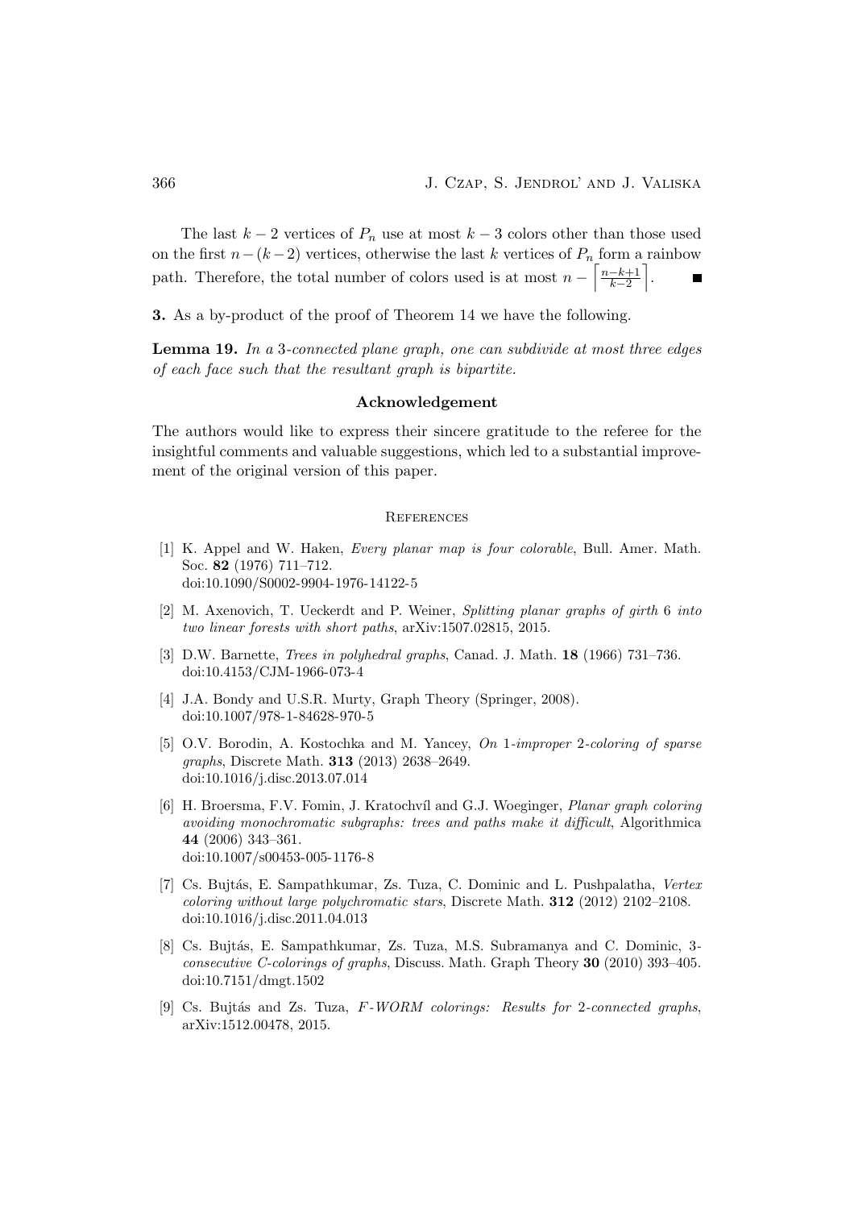The last $k-2$ vertices of $P_n$ use at most $k-3$ colors other than those used on the first $n-(k-2)$ vertices, otherwise the last $k$ vertices of $P_n$ form a rainbow path. Therefore, the total number of colors used is at most $n - \left\lceil \frac{n-k+1}{k-2} \right\rceil$. ■

**3.** As a by-product of the proof of Theorem 14 we have the following.

**Lemma 19.** *In a 3-connected plane graph, one can subdivide at most three edges of each face such that the resultant graph is bipartite.*

## Acknowledgement

The authors would like to express their sincere gratitude to the referee for the insightful comments and valuable suggestions, which led to a substantial improvement of the original version of this paper.

## References

[1] K. Appel and W. Haken, *Every planar map is four colorable*, Bull. Amer. Math. Soc. **82** (1976) 711–712.
doi:10.1090/S0002-9904-1976-14122-5

[2] M. Axenovich, T. Ueckerdt and P. Weiner, *Splitting planar graphs of girth 6 into two linear forests with short paths*, arXiv:1507.02815, 2015.

[3] D.W. Barnette, *Trees in polyhedral graphs*, Canad. J. Math. **18** (1966) 731–736.
doi:10.4153/CJM-1966-073-4

[4] J.A. Bondy and U.S.R. Murty, Graph Theory (Springer, 2008).
doi:10.1007/978-1-84628-970-5

[5] O.V. Borodin, A. Kostochka and M. Yancey, *On 1-improper 2-coloring of sparse graphs*, Discrete Math. **313** (2013) 2638–2649.
doi:10.1016/j.disc.2013.07.014

[6] H. Broersma, F.V. Fomin, J. Kratochvíl and G.J. Woeginger, *Planar graph coloring avoiding monochromatic subgraphs: trees and paths make it difficult*, Algorithmica **44** (2006) 343–361.
doi:10.1007/s00453-005-1176-8

[7] Cs. Bujtás, E. Sampathkumar, Zs. Tuza, C. Dominic and L. Pushpalatha, *Vertex coloring without large polychromatic stars*, Discrete Math. **312** (2012) 2102–2108.
doi:10.1016/j.disc.2011.04.013

[8] Cs. Bujtás, E. Sampathkumar, Zs. Tuza, M.S. Subramanya and C. Dominic, *3-consecutive C-colorings of graphs*, Discuss. Math. Graph Theory **30** (2010) 393–405.
doi:10.7151/dmgt.1502

[9] Cs. Bujtás and Zs. Tuza, *F-WORM colorings: Results for 2-connected graphs*, arXiv:1512.00478, 2015.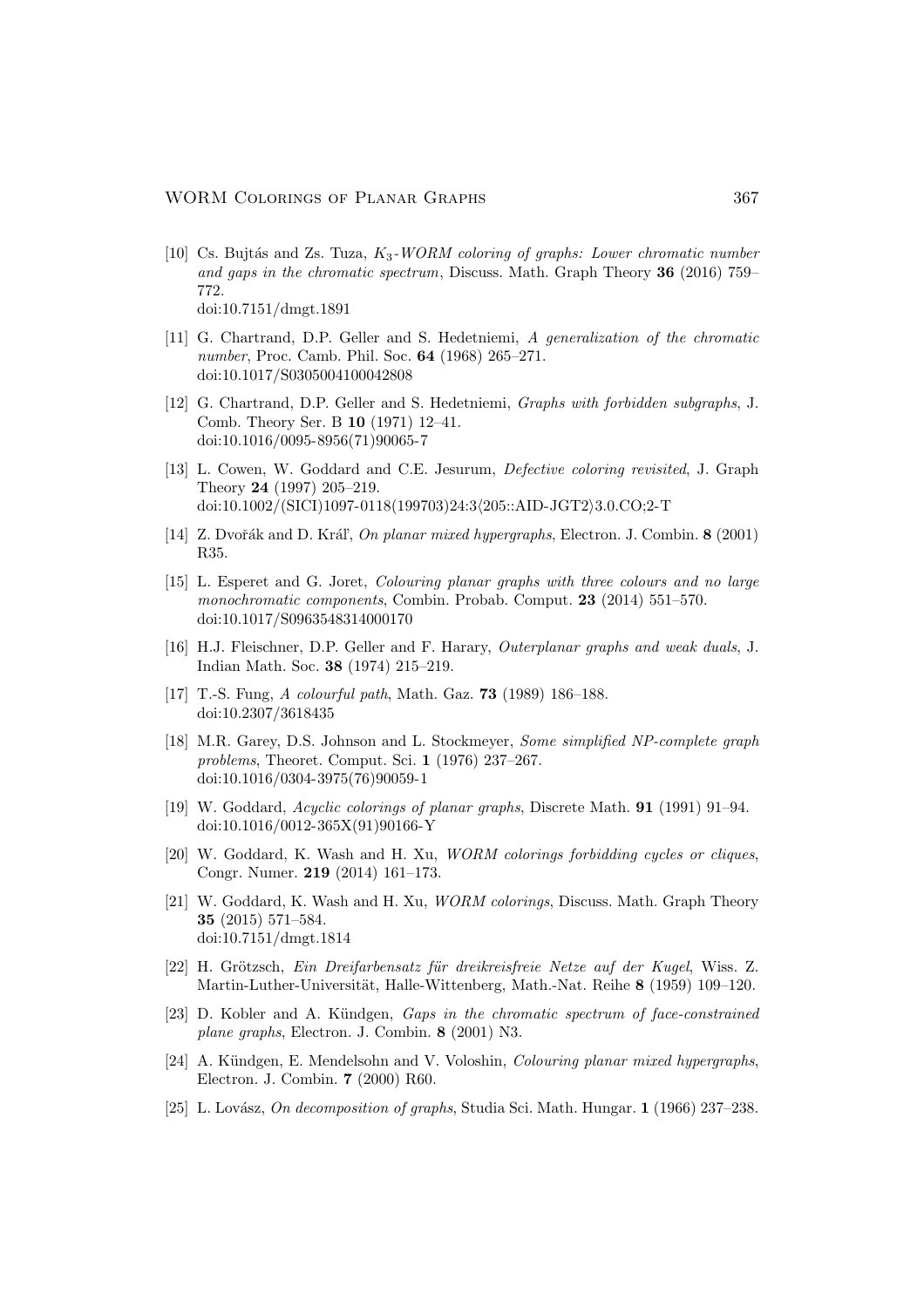[10] Cs. Bujtás and Zs. Tuza, *$K_3$-WORM coloring of graphs: Lower chromatic number and gaps in the chromatic spectrum*, Discuss. Math. Graph Theory **36** (2016) 759–772.
doi:10.7151/dmgt.1891

[11] G. Chartrand, D.P. Geller and S. Hedetniemi, *A generalization of the chromatic number*, Proc. Camb. Phil. Soc. **64** (1968) 265–271.
doi:10.1017/S0305004100042808

[12] G. Chartrand, D.P. Geller and S. Hedetniemi, *Graphs with forbidden subgraphs*, J. Comb. Theory Ser. B **10** (1971) 12–41.
doi:10.1016/0095-8956(71)90065-7

[13] L. Cowen, W. Goddard and C.E. Jesurum, *Defective coloring revisited*, J. Graph Theory **24** (1997) 205–219.
doi:10.1002/(SICI)1097-0118(199703)24:3⟨205::AID-JGT2⟩3.0.CO;2-T

[14] Z. Dvořák and D. Kráľ, *On planar mixed hypergraphs*, Electron. J. Combin. **8** (2001) R35.

[15] L. Esperet and G. Joret, *Colouring planar graphs with three colours and no large monochromatic components*, Combin. Probab. Comput. **23** (2014) 551–570.
doi:10.1017/S0963548314000170

[16] H.J. Fleischner, D.P. Geller and F. Harary, *Outerplanar graphs and weak duals*, J. Indian Math. Soc. **38** (1974) 215–219.

[17] T.-S. Fung, *A colourful path*, Math. Gaz. **73** (1989) 186–188.
doi:10.2307/3618435

[18] M.R. Garey, D.S. Johnson and L. Stockmeyer, *Some simplified NP-complete graph problems*, Theoret. Comput. Sci. **1** (1976) 237–267.
doi:10.1016/0304-3975(76)90059-1

[19] W. Goddard, *Acyclic colorings of planar graphs*, Discrete Math. **91** (1991) 91–94.
doi:10.1016/0012-365X(91)90166-Y

[20] W. Goddard, K. Wash and H. Xu, *WORM colorings forbidding cycles or cliques*, Congr. Numer. **219** (2014) 161–173.

[21] W. Goddard, K. Wash and H. Xu, *WORM colorings*, Discuss. Math. Graph Theory **35** (2015) 571–584.
doi:10.7151/dmgt.1814

[22] H. Grötzsch, *Ein Dreifarbensatz für dreikreisfreie Netze auf der Kugel*, Wiss. Z. Martin-Luther-Universität, Halle-Wittenberg, Math.-Nat. Reihe **8** (1959) 109–120.

[23] D. Kobler and A. Kündgen, *Gaps in the chromatic spectrum of face-constrained plane graphs*, Electron. J. Combin. **8** (2001) N3.

[24] A. Kündgen, E. Mendelsohn and V. Voloshin, *Colouring planar mixed hypergraphs*, Electron. J. Combin. **7** (2000) R60.

[25] L. Lovász, *On decomposition of graphs*, Studia Sci. Math. Hungar. **1** (1966) 237–238.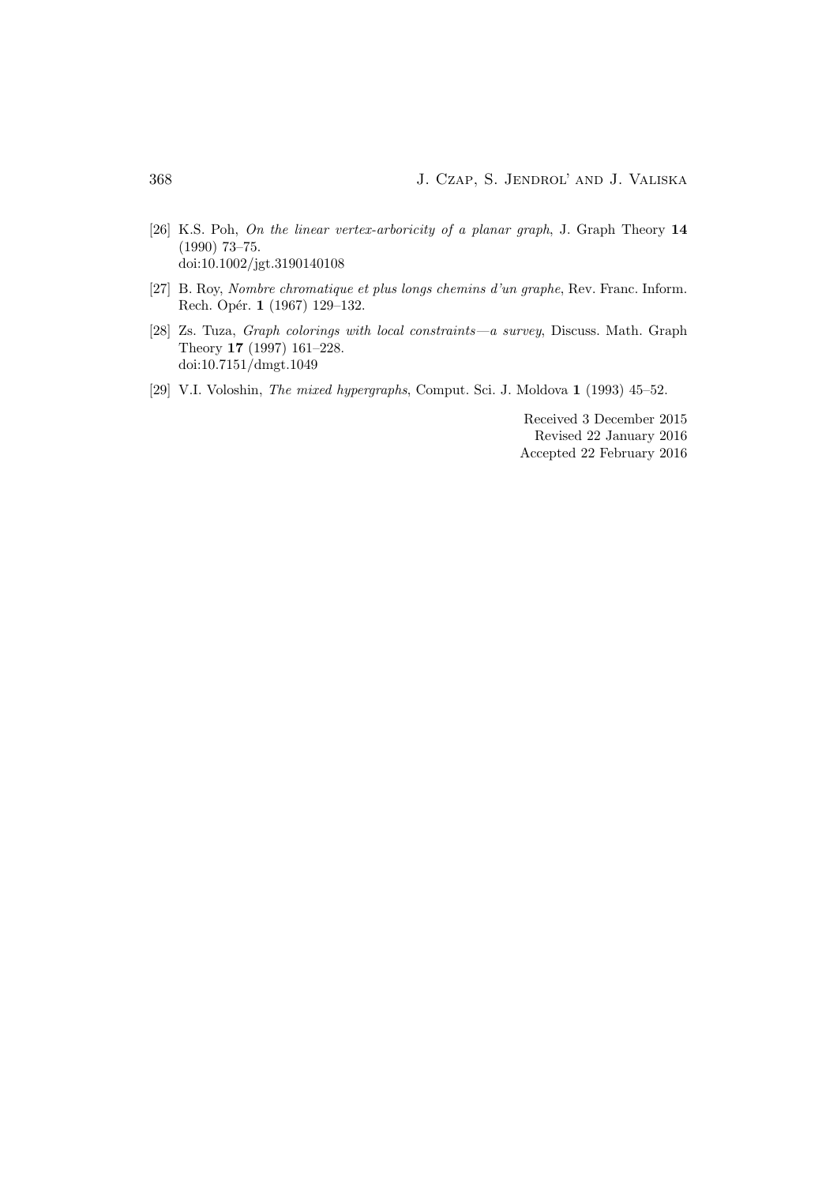[26] K.S. Poh, *On the linear vertex-arboricity of a planar graph*, J. Graph Theory **14** (1990) 73–75.
doi:10.1002/jgt.3190140108

[27] B. Roy, *Nombre chromatique et plus longs chemins d'un graphe*, Rev. Franc. Inform. Rech. Opér. **1** (1967) 129–132.

[28] Zs. Tuza, *Graph colorings with local constraints—a survey*, Discuss. Math. Graph Theory **17** (1997) 161–228.
doi:10.7151/dmgt.1049

[29] V.I. Voloshin, *The mixed hypergraphs*, Comput. Sci. J. Moldova **1** (1993) 45–52.

Received 3 December 2015
Revised 22 January 2016
Accepted 22 February 2016